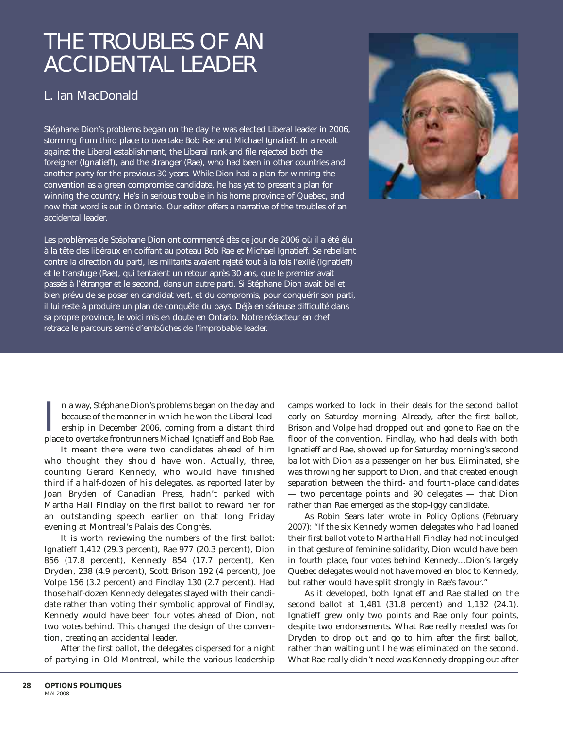# THE TROUBLES OF AN ACCIDENTAL LEADER

## L. Ian MacDonald

Stéphane Dion's problems began on the day he was elected Liberal leader in 2006, storming from third place to overtake Bob Rae and Michael Ignatieff. In a revolt against the Liberal establishment, the Liberal rank and file rejected both the foreigner (Ignatieff), and the stranger (Rae), who had been in other countries and another party for the previous 30 years. While Dion had a plan for winning the convention as a green compromise candidate, he has yet to present a plan for winning the country. He's in serious trouble in his home province of Quebec, and now that word is out in Ontario. Our editor offers a narrative of the troubles of an accidental leader.

Les problèmes de Stéphane Dion ont commencé dès ce jour de 2006 où il a été élu à la tête des libéraux en coiffant au poteau Bob Rae et Michael Ignatieff. Se rebellant contre la direction du parti, les militants avaient rejeté tout à la fois l'exilé (Ignatieff) et le transfuge (Rae), qui tentaient un retour après 30 ans, que le premier avait passés à l'étranger et le second, dans un autre parti. Si Stéphane Dion avait bel et bien prévu de se poser en candidat vert, et du compromis, pour conquérir son parti, il lui reste à produire un plan de conquête du pays. Déjà en sérieuse difficulté dans sa propre province, le voici mis en doute en Ontario. Notre rédacteur en chef retrace le parcours semé d'embûches de l'improbable leader.

In a way, Stéphane Dion's problems began on the day and because of the manner in which he won the Liberal leadership in December 2006, coming from a distant third place to overtake frontrunners Michael Ignatieff and Bob Rae.

It meant there were two candidates ahead of him who thought they should have won. Actually, three, counting Gerard Kennedy, who would have finished third if a half-dozen of his delegates, as reported later by Joan Bryden of Canadian Press, hadn't parked with Martha Hall Findlay on the first ballot to reward her for an outstanding speech earlier on that long Friday evening at Montreal's Palais des Congrès.

It is worth reviewing the numbers of the first ballot: Ignatieff 1,412 (29.3 percent), Rae 977 (20.3 percent), Dion 856 (17.8 percent), Kennedy 854 (17.7 percent), Ken Dryden, 238 (4.9 percent), Scott Brison 192 (4 percent), Joe Volpe 156 (3.2 percent) and Findlay 130 (2.7 percent). Had those half-dozen Kennedy delegates stayed with their candidate rather than voting their symbolic approval of Findlay, Kennedy would have been four votes ahead of Dion, not two votes behind. This changed the design of the convention, creating an accidental leader.

After the first ballot, the delegates dispersed for a night of partying in Old Montreal, while the various leadership camps worked to lock in their deals for the second ballot early on Saturday morning. Already, after the first ballot, Brison and Volpe had dropped out and gone to Rae on the floor of the convention. Findlay, who had deals with both Ignatieff and Rae, showed up for Saturday morning's second ballot with Dion as a passenger on her bus. Eliminated, she was throwing her support to Dion, and that created enough separation between the third- and fourth-place candidates — two percentage points and 90 delegates — that Dion rather than Rae emerged as the stop-Iggy candidate.

As Robin Sears later wrote in *Policy Options* (February 2007): "If the six Kennedy women delegates who had loaned their first ballot vote to Martha Hall Findlay had not indulged in that gesture of feminine solidarity, Dion would have been in fourth place, four votes behind Kennedy…Dion's largely Quebec delegates would not have moved en bloc to Kennedy, but rather would have split strongly in Rae's favour."

As it developed, both Ignatieff and Rae stalled on the second ballot at 1,481 (31.8 percent) and 1,132 (24.1). Ignatieff grew only two points and Rae only four points, despite two endorsements. What Rae really needed was for Dryden to drop out and go to him after the first ballot, rather than waiting until he was eliminated on the second. What Rae really didn't need was Kennedy dropping out after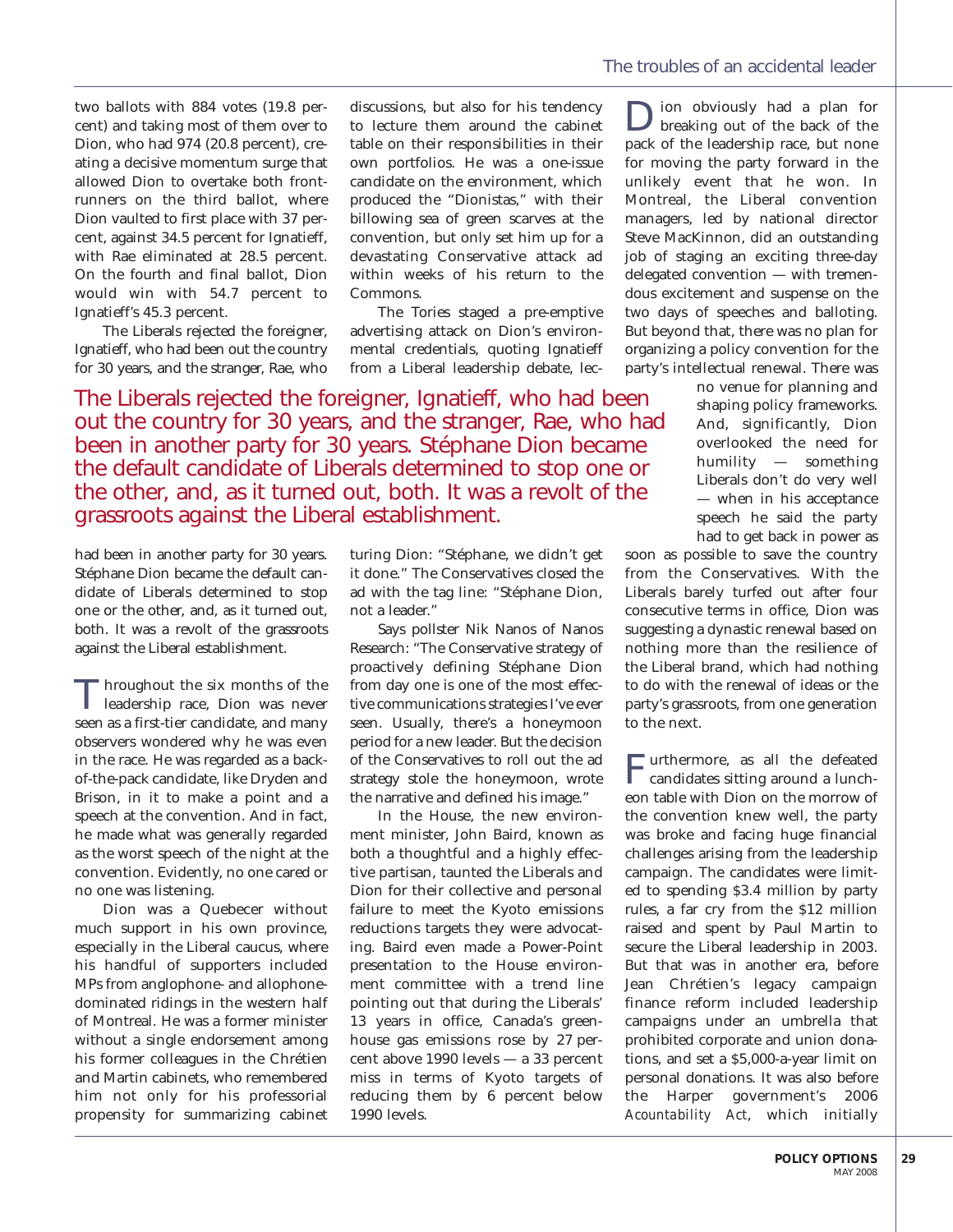two ballots with 884 votes (19.8 percent) and taking most of them over to Dion, who had 974 (20.8 percent), creating a decisive momentum surge that allowed Dion to overtake both front-runners on the third ballot, where Dion vaulted to first place with 37 percent, against 34.5 percent for Ignatieff, with Rae eliminated at 28.5 percent. On the fourth and final ballot, Dion would win with 54.7 percent to Ignatieff's 45.3 percent.

The Liberals rejected the foreigner, Ignatieff, who had been out the country for 30 years, and the stranger, Rae, who had been in another party for 30 years. Stéphane Dion became the default candidate of Liberals determined to stop one or the other, and, as it turned out, both. It was a revolt of the grassroots against the Liberal establishment.

Throughout the six months of the leadership race, Dion was never seen as a first-tier candidate, and many observers wondered why he was even in the race. He was regarded as a back-of-the-pack candidate, like Dryden and Brison, in it to make a point and a speech at the convention. And in fact, he made what was generally regarded as the worst speech of the night at the convention. Evidently, no one cared or no one was listening.

Dion was a Quebecer without much support in his own province, especially in the Liberal caucus, where his handful of supporters included MPs from anglophone- and allophone-dominated ridings in the western half of Montreal. He was a former minister without a single endorsement among his former colleagues in the Chrétien and Martin cabinets, who remembered him not only for his professorial propensity for summarizing cabinet discussions, but also for his tendency to lecture them around the cabinet table on their responsibilities in their own portfolios. He was a one-issue candidate on the environment, which produced the "Dionistas," with their billowing sea of green scarves at the convention, but only set him up for a devastating Conservative attack ad within weeks of his return to the Commons.

The Tories staged a pre-emptive advertising attack on Dion's environmental credentials, quoting Ignatieff from a Liberal leadership debate, lecturing Dion: "Stéphane, we didn't get it done." The Conservatives closed the ad with the tag line: "Stéphane Dion, not a leader."

Says pollster Nik Nanos of Nanos Research: "The Conservative strategy of proactively defining Stéphane Dion from day one is one of the most effective communications strategies I've ever seen. Usually, there's a honeymoon period for a new leader. But the decision of the Conservatives to roll out the ad strategy stole the honeymoon, wrote the narrative and defined his image."

In the House, the new environment minister, John Baird, known as both a thoughtful and a highly effective partisan, taunted the Liberals and Dion for their collective and personal failure to meet the Kyoto emissions reductions targets they were advocating. Baird even made a Power-Point presentation to the House environment committee with a trend line pointing out that during the Liberals' 13 years in office, Canada's greenhouse gas emissions rose by 27 percent above 1990 levels — a 33 percent miss in terms of Kyoto targets of reducing them by 6 percent below 1990 levels.

Dion obviously had a plan for breaking out of the back of the pack of the leadership race, but none for moving the party forward in the unlikely event that he won. In Montreal, the Liberal convention managers, led by national director Steve MacKinnon, did an outstanding job of staging an exciting three-day delegated convention — with tremendous excitement and suspense on the two days of speeches and balloting. But beyond that, there was no plan for organizing a policy convention for the party's intellectual renewal. There was no venue for planning and shaping policy frameworks. And, significantly, Dion overlooked the need for humility — something Liberals don't do very well — when in his acceptance speech he said the party had to get back in power as soon as possible to save the country from the Conservatives. With the Liberals barely turfed out after four consecutive terms in office, Dion was suggesting a dynastic renewal based on nothing more than the resilience of the Liberal brand, which had nothing to do with the renewal of ideas or the party's grassroots, from one generation to the next.

Furthermore, as all the defeated candidates sitting around a luncheon table with Dion on the morrow of the convention knew well, the party was broke and facing huge financial challenges arising from the leadership campaign. The candidates were limited to spending $3.4 million by party rules, a far cry from the $12 million raised and spent by Paul Martin to secure the Liberal leadership in 2003. But that was in another era, before Jean Chrétien's legacy campaign finance reform included leadership campaigns under an umbrella that prohibited corporate and union donations, and set a $5,000-a-year limit on personal donations. It was also before the Harper government's 2006 *Acountability Act*, which initially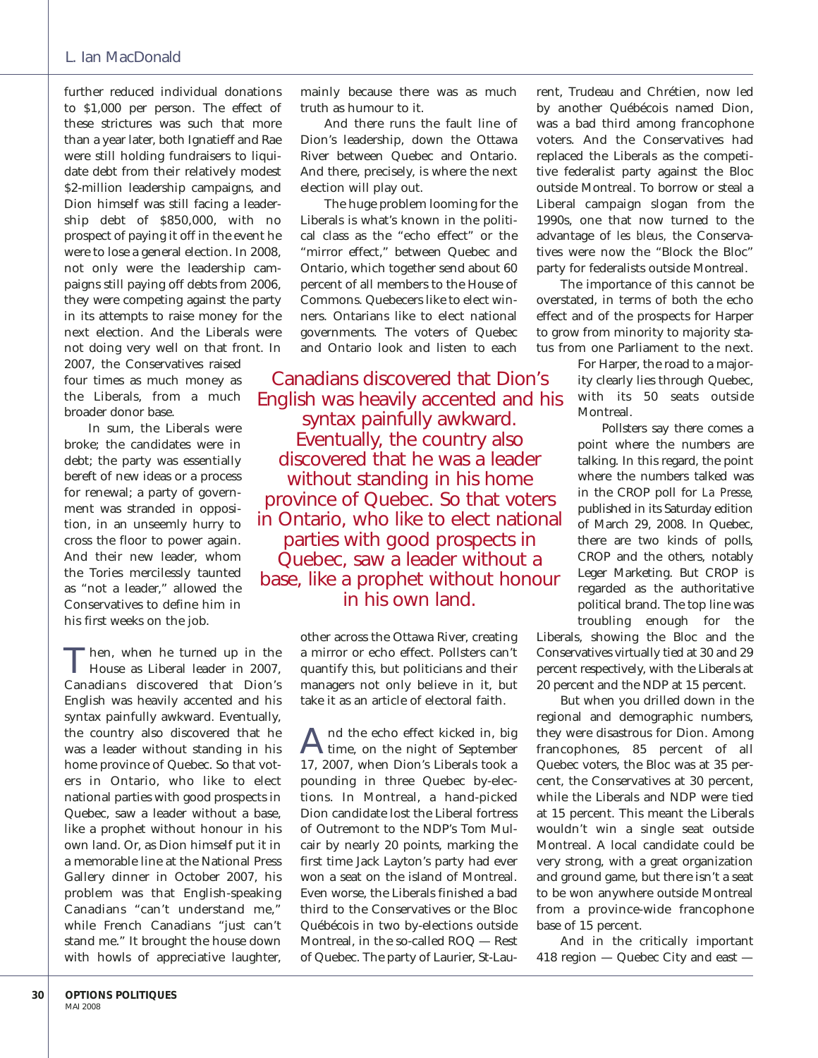further reduced individual donations to $1,000 per person. The effect of these strictures was such that more than a year later, both Ignatieff and Rae were still holding fundraisers to liquidate debt from their relatively modest $2-million leadership campaigns, and Dion himself was still facing a leadership debt of $850,000, with no prospect of paying it off in the event he were to lose a general election. In 2008, not only were the leadership campaigns still paying off debts from 2006, they were competing against the party in its attempts to raise money for the next election. And the Liberals were not doing very well on that front. In 2007, the Conservatives raised four times as much money as the Liberals, from a much broader donor base.

In sum, the Liberals were broke; the candidates were in debt; the party was essentially bereft of new ideas or a process for renewal; a party of government was stranded in opposition, in an unseemly hurry to cross the floor to power again. And their new leader, whom the Tories mercilessly taunted as "not a leader," allowed the Conservatives to define him in his first weeks on the job.

Then, when he turned up in the House as Liberal leader in 2007, Canadians discovered that Dion's English was heavily accented and his syntax painfully awkward. Eventually, the country also discovered that he was a leader without standing in his home province of Quebec. So that voters in Ontario, who like to elect national parties with good prospects in Quebec, saw a leader without a base, like a prophet without honour in his own land. Or, as Dion himself put it in a memorable line at the National Press Gallery dinner in October 2007, his problem was that English-speaking Canadians "can't understand me," while French Canadians "just can't stand me." It brought the house down with howls of appreciative laughter, mainly because there was as much truth as humour to it.

And there runs the fault line of Dion's leadership, down the Ottawa River between Quebec and Ontario. And there, precisely, is where the next election will play out.

The huge problem looming for the Liberals is what's known in the political class as the "echo effect" or the "mirror effect," between Quebec and Ontario, which together send about 60 percent of all members to the House of Commons. Quebecers like to elect winners. Ontarians like to elect national governments. The voters of Quebec and Ontario look and listen to each other across the Ottawa River, creating a mirror or echo effect. Pollsters can't quantify this, but politicians and their managers not only believe in it, but take it as an article of electoral faith.

> Canadians discovered that Dion's English was heavily accented and his syntax painfully awkward. Eventually, the country also discovered that he was a leader without standing in his home province of Quebec. So that voters in Ontario, who like to elect national parties with good prospects in Quebec, saw a leader without a base, like a prophet without honour in his own land.

And the echo effect kicked in, big time, on the night of September 17, 2007, when Dion's Liberals took a pounding in three Quebec by-elections. In Montreal, a hand-picked Dion candidate lost the Liberal fortress of Outremont to the NDP's Tom Mulcair by nearly 20 points, marking the first time Jack Layton's party had ever won a seat on the island of Montreal. Even worse, the Liberals finished a bad third to the Conservatives or the Bloc Québécois in two by-elections outside Montreal, in the so-called ROQ — Rest of Quebec. The party of Laurier, St-Laurent, Trudeau and Chrétien, now led by another Québécois named Dion, was a bad third among francophone voters. And the Conservatives had replaced the Liberals as the competitive federalist party against the Bloc outside Montreal. To borrow or steal a Liberal campaign slogan from the 1990s, one that now turned to the advantage of *les bleus*, the Conservatives were now the "Block the Bloc" party for federalists outside Montreal.

The importance of this cannot be overstated, in terms of both the echo effect and of the prospects for Harper to grow from minority to majority status from one Parliament to the next. For Harper, the road to a majority clearly lies through Quebec, with its 50 seats outside Montreal.

Pollsters say there comes a point where the numbers are talking. In this regard, the point where the numbers talked was in the CROP poll for *La Presse*, published in its Saturday edition of March 29, 2008. In Quebec, there are two kinds of polls, CROP and the others, notably Leger Marketing. But CROP is regarded as the authoritative political brand. The top line was troubling enough for the Liberals, showing the Bloc and the Conservatives virtually tied at 30 and 29 percent respectively, with the Liberals at 20 percent and the NDP at 15 percent.

But when you drilled down in the regional and demographic numbers, they were disastrous for Dion. Among francophones, 85 percent of all Quebec voters, the Bloc was at 35 percent, the Conservatives at 30 percent, while the Liberals and NDP were tied at 15 percent. This meant the Liberals wouldn't win a single seat outside Montreal. A local candidate could be very strong, with a great organization and ground game, but there isn't a seat to be won anywhere outside Montreal from a province-wide francophone base of 15 percent.

And in the critically important 418 region — Quebec City and east —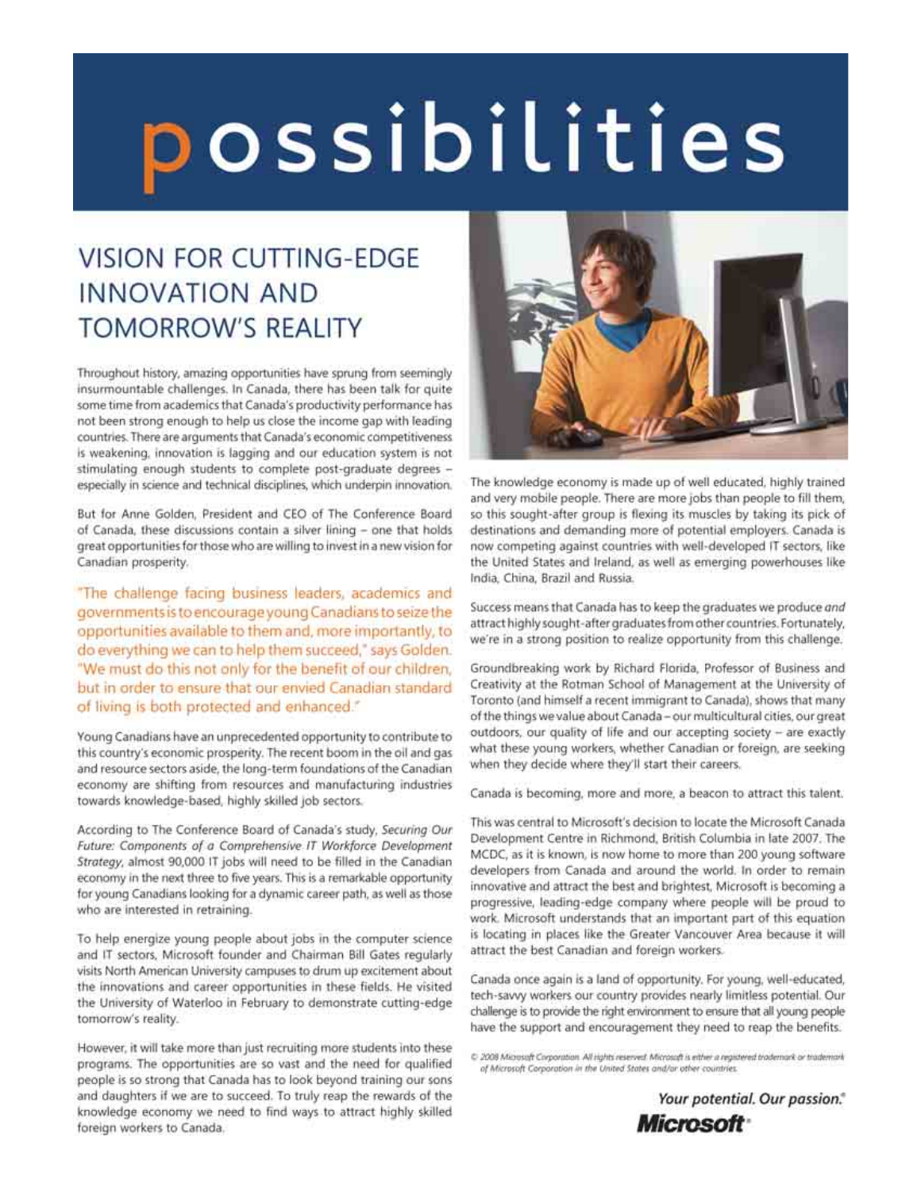# possibilities

## VISION FOR CUTTING-EDGE INNOVATION AND TOMORROW'S REALITY

Throughout history, amazing opportunities have sprung from seemingly insurmountable challenges. In Canada, there has been talk for quite some time from academics that Canada's productivity performance has not been strong enough to help us close the income gap with leading countries. There are arguments that Canada's economic competitiveness is weakening, innovation is lagging and our education system is not stimulating enough students to complete post-graduate degrees – especially in science and technical disciplines, which underpin innovation.

But for Anne Golden, President and CEO of The Conference Board of Canada, these discussions contain a silver lining – one that holds great opportunities for those who are willing to invest in a new vision for Canadian prosperity.

"The challenge facing business leaders, academics and governments is to encourage young Canadians to seize the opportunities available to them and, more importantly, to do everything we can to help them succeed," says Golden. "We must do this not only for the benefit of our children, but in order to ensure that our envied Canadian standard of living is both protected and enhanced."

Young Canadians have an unprecedented opportunity to contribute to this country's economic prosperity. The recent boom in the oil and gas and resource sectors aside, the long-term foundations of the Canadian economy are shifting from resources and manufacturing industries towards knowledge-based, highly skilled job sectors.

According to The Conference Board of Canada's study, *Securing Our Future: Components of a Comprehensive IT Workforce Development Strategy*, almost 90,000 IT jobs will need to be filled in the Canadian economy in the next three to five years. This is a remarkable opportunity for young Canadians looking for a dynamic career path, as well as those who are interested in retraining.

To help energize young people about jobs in the computer science and IT sectors, Microsoft founder and Chairman Bill Gates regularly visits North American University campuses to drum up excitement about the innovations and career opportunities in these fields. He visited the University of Waterloo in February to demonstrate cutting-edge tomorrow's reality.

However, it will take more than just recruiting more students into these programs. The opportunities are so vast and the need for qualified people is so strong that Canada has to look beyond training our sons and daughters if we are to succeed. To truly reap the rewards of the knowledge economy we need to find ways to attract highly skilled foreign workers to Canada.

The knowledge economy is made up of well educated, highly trained and very mobile people. There are more jobs than people to fill them, so this sought-after group is flexing its muscles by taking its pick of destinations and demanding more of potential employers. Canada is now competing against countries with well-developed IT sectors, like the United States and Ireland, as well as emerging powerhouses like India, China, Brazil and Russia.

Success means that Canada has to keep the graduates we produce *and* attract highly sought-after graduates from other countries. Fortunately, we're in a strong position to realize opportunity from this challenge.

Groundbreaking work by Richard Florida, Professor of Business and Creativity at the Rotman School of Management at the University of Toronto (and himself a recent immigrant to Canada), shows that many of the things we value about Canada – our multicultural cities, our great outdoors, our quality of life and our accepting society – are exactly what these young workers, whether Canadian or foreign, are seeking when they decide where they'll start their careers.

Canada is becoming, more and more, a beacon to attract this talent.

This was central to Microsoft's decision to locate the Microsoft Canada Development Centre in Richmond, British Columbia in late 2007. The MCDC, as it is known, is now home to more than 200 young software developers from Canada and around the world. In order to remain innovative and attract the best and brightest, Microsoft is becoming a progressive, leading-edge company where people will be proud to work. Microsoft understands that an important part of this equation is locating in places like the Greater Vancouver Area because it will attract the best Canadian and foreign workers.

Canada once again is a land of opportunity. For young, well-educated, tech-savvy workers our country provides nearly limitless potential. Our challenge is to provide the right environment to ensure that all young people have the support and encouragement they need to reap the benefits.

*© 2008 Microsoft Corporation. All rights reserved. Microsoft is either a registered trademark or trademark of Microsoft Corporation in the United States and/or other countries.*

*Your potential. Our passion.®*

**Microsoft®**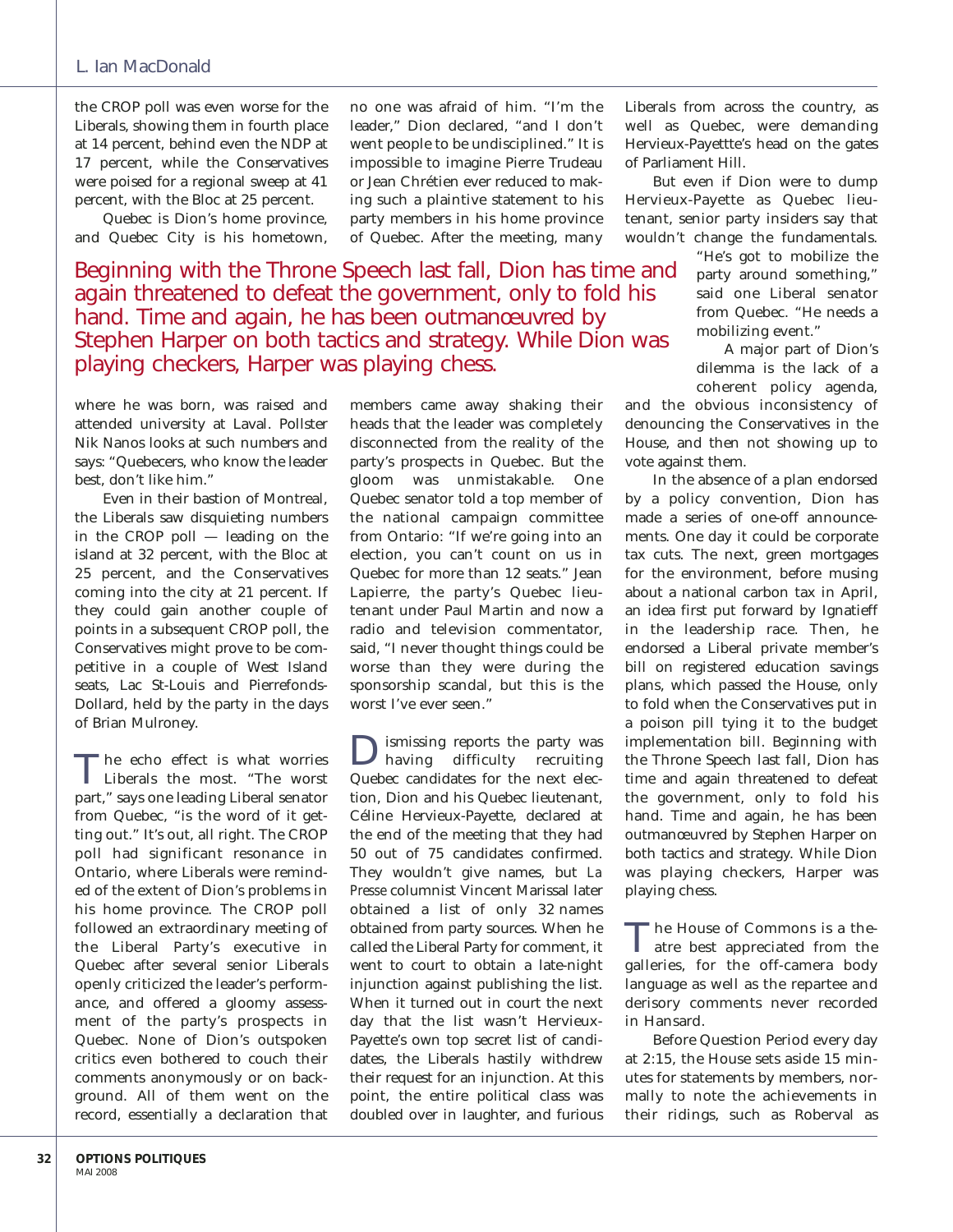the CROP poll was even worse for the Liberals, showing them in fourth place at 14 percent, behind even the NDP at 17 percent, while the Conservatives were poised for a regional sweep at 41 percent, with the Bloc at 25 percent.

Quebec is Dion's home province, and Quebec City is his hometown, where he was born, was raised and attended university at Laval. Pollster Nik Nanos looks at such numbers and says: "Quebecers, who know the leader best, don't like him."

Even in their bastion of Montreal, the Liberals saw disquieting numbers in the CROP poll — leading on the island at 32 percent, with the Bloc at 25 percent, and the Conservatives coming into the city at 21 percent. If they could gain another couple of points in a subsequent CROP poll, the Conservatives might prove to be competitive in a couple of West Island seats, Lac St-Louis and Pierrefonds-Dollard, held by the party in the days of Brian Mulroney.

The echo effect is what worries Liberals the most. "The worst part," says one leading Liberal senator from Quebec, "is the word of it getting out." It's out, all right. The CROP poll had significant resonance in Ontario, where Liberals were reminded of the extent of Dion's problems in his home province. The CROP poll followed an extraordinary meeting of the Liberal Party's executive in Quebec after several senior Liberals openly criticized the leader's performance, and offered a gloomy assessment of the party's prospects in Quebec. None of Dion's outspoken critics even bothered to couch their comments anonymously or on background. All of them went on the record, essentially a declaration that no one was afraid of him. "I'm the leader," Dion declared, "and I don't went people to be undisciplined." It is impossible to imagine Pierre Trudeau or Jean Chrétien ever reduced to making such a plaintive statement to his party members in his home province of Quebec. After the meeting, many members came away shaking their heads that the leader was completely disconnected from the reality of the party's prospects in Quebec. But the gloom was unmistakable. One Quebec senator told a top member of the national campaign committee from Ontario: "If we're going into an election, you can't count on us in Quebec for more than 12 seats." Jean Lapierre, the party's Quebec lieutenant under Paul Martin and now a radio and television commentator, said, "I never thought things could be worse than they were during the sponsorship scandal, but this is the worst I've ever seen."

Dismissing reports the party was having difficulty recruiting Quebec candidates for the next election, Dion and his Quebec lieutenant, Céline Hervieux-Payette, declared at the end of the meeting that they had 50 out of 75 candidates confirmed. They wouldn't give names, but *La Presse* columnist Vincent Marissal later obtained a list of only 32 names obtained from party sources. When he called the Liberal Party for comment, it went to court to obtain a late-night injunction against publishing the list. When it turned out in court the next day that the list wasn't Hervieux-Payette's own top secret list of candidates, the Liberals hastily withdrew their request for an injunction. At this point, the entire political class was doubled over in laughter, and furious Liberals from across the country, as well as Quebec, were demanding Hervieux-Payettte's head on the gates of Parliament Hill.

But even if Dion were to dump Hervieux-Payette as Quebec lieutenant, senior party insiders say that wouldn't change the fundamentals. "He's got to mobilize the party around something," said one Liberal senator from Quebec. "He needs a mobilizing event."

> Beginning with the Throne Speech last fall, Dion has time and again threatened to defeat the government, only to fold his hand. Time and again, he has been outmanœuvred by Stephen Harper on both tactics and strategy. While Dion was playing checkers, Harper was playing chess.

A major part of Dion's dilemma is the lack of a coherent policy agenda, and the obvious inconsistency of denouncing the Conservatives in the House, and then not showing up to vote against them.

In the absence of a plan endorsed by a policy convention, Dion has made a series of one-off announcements. One day it could be corporate tax cuts. The next, green mortgages for the environment, before musing about a national carbon tax in April, an idea first put forward by Ignatieff in the leadership race. Then, he endorsed a Liberal private member's bill on registered education savings plans, which passed the House, only to fold when the Conservatives put in a poison pill tying it to the budget implementation bill. Beginning with the Throne Speech last fall, Dion has time and again threatened to defeat the government, only to fold his hand. Time and again, he has been outmanœuvred by Stephen Harper on both tactics and strategy. While Dion was playing checkers, Harper was playing chess.

The House of Commons is a theatre best appreciated from the galleries, for the off-camera body language as well as the repartee and derisory comments never recorded in Hansard.

Before Question Period every day at 2:15, the House sets aside 15 minutes for statements by members, normally to note the achievements in their ridings, such as Roberval as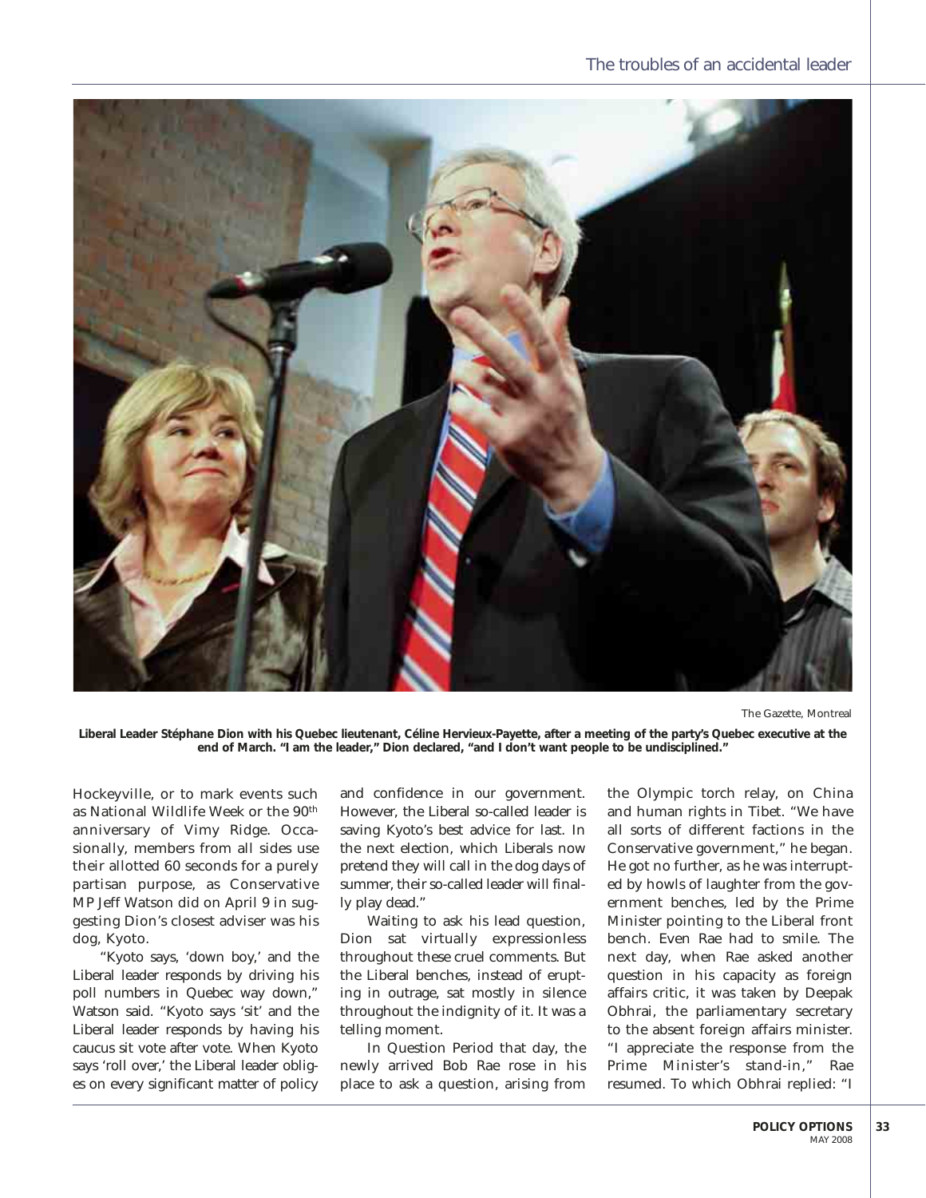The Gazette, Montreal

**Liberal Leader Stéphane Dion with his Quebec lieutenant, Céline Hervieux-Payette, after a meeting of the party's Quebec executive at the end of March. "I am the leader," Dion declared, "and I don't want people to be undisciplined."**

Hockeyville, or to mark events such as National Wildlife Week or the 90th anniversary of Vimy Ridge. Occasionally, members from all sides use their allotted 60 seconds for a purely partisan purpose, as Conservative MP Jeff Watson did on April 9 in suggesting Dion's closest adviser was his dog, Kyoto.

"Kyoto says, 'down boy,' and the Liberal leader responds by driving his poll numbers in Quebec way down," Watson said. "Kyoto says 'sit' and the Liberal leader responds by having his caucus sit vote after vote. When Kyoto says 'roll over,' the Liberal leader obliges on every significant matter of policy and confidence in our government. However, the Liberal so-called leader is saving Kyoto's best advice for last. In the next election, which Liberals now pretend they will call in the dog days of summer, their so-called leader will finally play dead."

Waiting to ask his lead question, Dion sat virtually expressionless throughout these cruel comments. But the Liberal benches, instead of erupting in outrage, sat mostly in silence throughout the indignity of it. It was a telling moment.

In Question Period that day, the newly arrived Bob Rae rose in his place to ask a question, arising from the Olympic torch relay, on China and human rights in Tibet. "We have all sorts of different factions in the Conservative government," he began. He got no further, as he was interrupted by howls of laughter from the government benches, led by the Prime Minister pointing to the Liberal front bench. Even Rae had to smile. The next day, when Rae asked another question in his capacity as foreign affairs critic, it was taken by Deepak Obhrai, the parliamentary secretary to the absent foreign affairs minister. "I appreciate the response from the Prime Minister's stand-in," Rae resumed. To which Obhrai replied: "I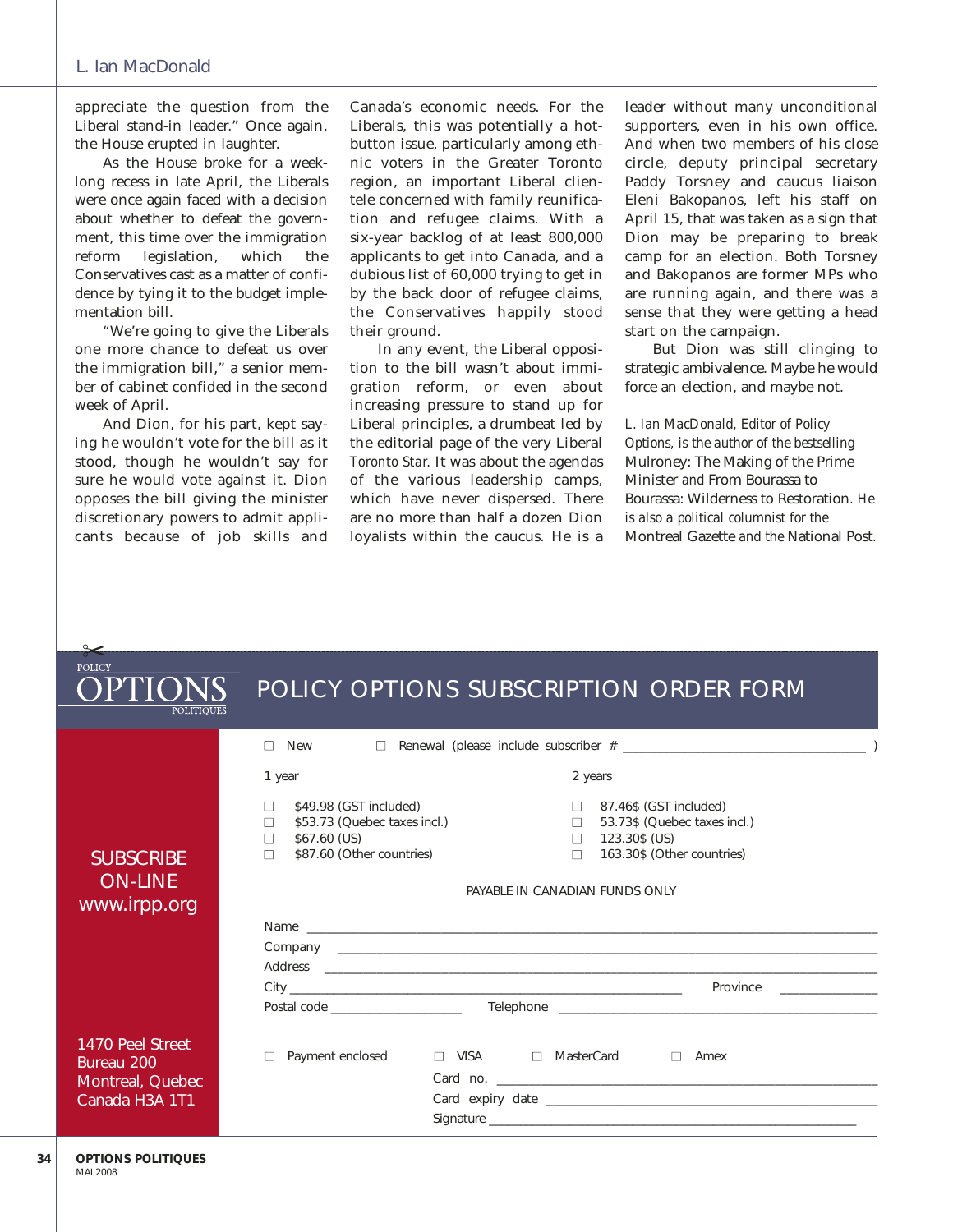appreciate the question from the Liberal stand-in leader." Once again, the House erupted in laughter.

As the House broke for a week-long recess in late April, the Liberals were once again faced with a decision about whether to defeat the government, this time over the immigration reform legislation, which the Conservatives cast as a matter of confidence by tying it to the budget implementation bill.

"We're going to give the Liberals one more chance to defeat us over the immigration bill," a senior member of cabinet confided in the second week of April.

And Dion, for his part, kept saying he wouldn't vote for the bill as it stood, though he wouldn't say for sure he would vote against it. Dion opposes the bill giving the minister discretionary powers to admit applicants because of job skills and Canada's economic needs. For the Liberals, this was potentially a hot-button issue, particularly among ethnic voters in the Greater Toronto region, an important Liberal clientele concerned with family reunification and refugee claims. With a six-year backlog of at least 800,000 applicants to get into Canada, and a dubious list of 60,000 trying to get in by the back door of refugee claims, the Conservatives happily stood their ground.

In any event, the Liberal opposition to the bill wasn't about immigration reform, or even about increasing pressure to stand up for Liberal principles, a drumbeat led by the editorial page of the very Liberal *Toronto Star*. It was about the agendas of the various leadership camps, which have never dispersed. There are no more than half a dozen Dion loyalists within the caucus. He is a leader without many unconditional supporters, even in his own office. And when two members of his close circle, deputy principal secretary Paddy Torsney and caucus liaison Eleni Bakopanos, left his staff on April 15, that was taken as a sign that Dion may be preparing to break camp for an election. Both Torsney and Bakopanos are former MPs who are running again, and there was a sense that they were getting a head start on the campaign.

But Dion was still clinging to strategic ambivalence. Maybe he would force an election, and maybe not.

*L. Ian MacDonald, Editor of Policy Options, is the author of the bestselling* Mulroney: The Making of the Prime Minister *and* From Bourassa to Bourassa: Wilderness to Restoration. *He is also a political columnist for the* Montreal Gazette *and the* National Post.

## POLICY OPTIONS SUBSCRIPTION ORDER FORM

SUBSCRIBE ON-LINE www.irpp.org

☐ New ☐ Renewal (please include subscriber # ________________ )

| 1 year | 2 years |
|---|---|
| ☐ $49.98 (GST included) | ☐ 87.46$ (GST included) |
| ☐ $53.73 (Quebec taxes incl.) | ☐ 53.73$ (Quebec taxes incl.) |
| ☐ $67.60 (US) | ☐ 123.30$ (US) |
| ☐ $87.60 (Other countries) | ☐ 163.30$ (Other countries) |

PAYABLE IN CANADIAN FUNDS ONLY

Name ________________

Company ________________

Address ________________

City ________________ Province ________________

Postal code ________________ Telephone ________________

☐ Payment enclosed ☐ VISA ☐ MasterCard ☐ Amex

Card no. ________________

Card expiry date ________________

Signature ________________

1470 Peel Street
Bureau 200
Montreal, Quebec
Canada H3A 1T1